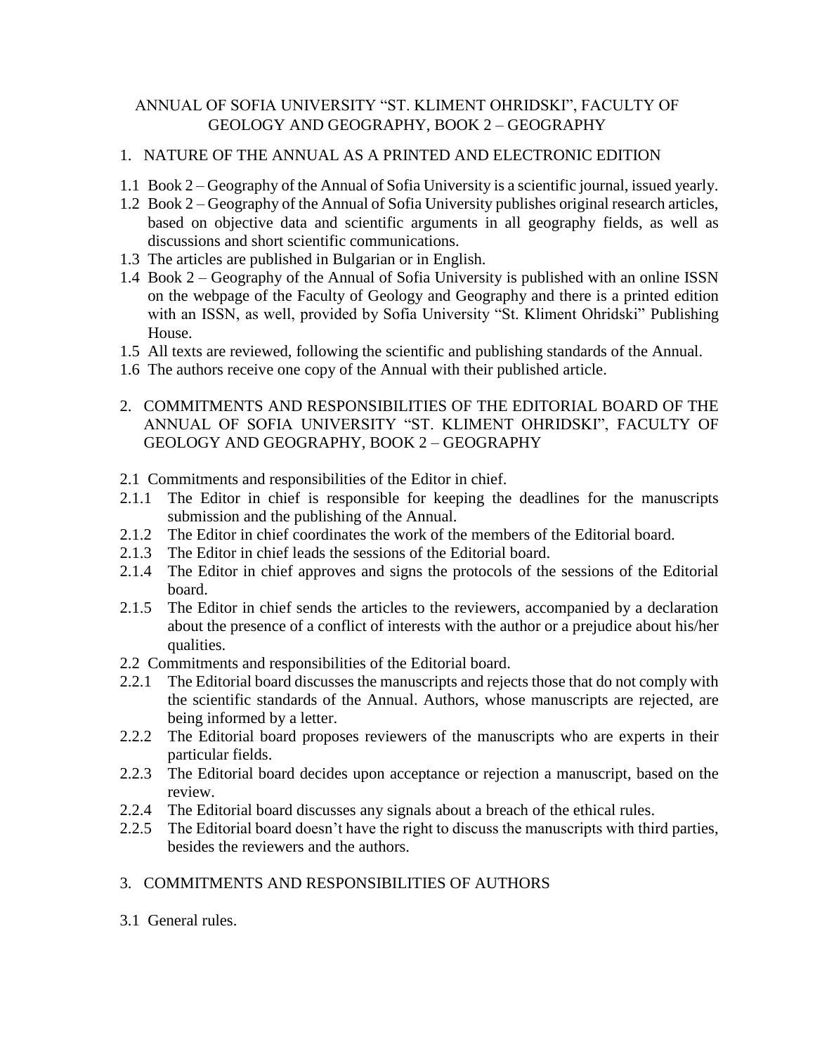# ANNUAL OF SOFIA UNIVERSITY "ST. KLIMENT OHRIDSKI", FACULTY OF GEOLOGY AND GEOGRAPHY, BOOK 2 – GEOGRAPHY

## 1. NATURE OF THE ANNUAL AS A PRINTED AND ELECTRONIC EDITION

1.1 Book 2 – Geography of the Annual of Sofia University is a scientific journal, issued yearly.

1.2 Book 2 – Geography of the Annual of Sofia University publishes original research articles, based on objective data and scientific arguments in all geography fields, as well as discussions and short scientific communications.

1.3 The articles are published in Bulgarian or in English.

1.4 Book 2 – Geography of the Annual of Sofia University is published with an online ISSN on the webpage of the Faculty of Geology and Geography and there is a printed edition with an ISSN, as well, provided by Sofia University "St. Kliment Ohridski" Publishing House.

1.5 All texts are reviewed, following the scientific and publishing standards of the Annual.

1.6 The authors receive one copy of the Annual with their published article.

## 2. COMMITMENTS AND RESPONSIBILITIES OF THE EDITORIAL BOARD OF THE ANNUAL OF SOFIA UNIVERSITY "ST. KLIMENT OHRIDSKI", FACULTY OF GEOLOGY AND GEOGRAPHY, BOOK 2 – GEOGRAPHY

2.1 Commitments and responsibilities of the Editor in chief.

2.1.1 The Editor in chief is responsible for keeping the deadlines for the manuscripts submission and the publishing of the Annual.

2.1.2 The Editor in chief coordinates the work of the members of the Editorial board.

2.1.3 The Editor in chief leads the sessions of the Editorial board.

2.1.4 The Editor in chief approves and signs the protocols of the sessions of the Editorial board.

2.1.5 The Editor in chief sends the articles to the reviewers, accompanied by a declaration about the presence of a conflict of interests with the author or a prejudice about his/her qualities.

2.2 Commitments and responsibilities of the Editorial board.

2.2.1 The Editorial board discusses the manuscripts and rejects those that do not comply with the scientific standards of the Annual. Authors, whose manuscripts are rejected, are being informed by a letter.

2.2.2 The Editorial board proposes reviewers of the manuscripts who are experts in their particular fields.

2.2.3 The Editorial board decides upon acceptance or rejection a manuscript, based on the review.

2.2.4 The Editorial board discusses any signals about a breach of the ethical rules.

2.2.5 The Editorial board doesn't have the right to discuss the manuscripts with third parties, besides the reviewers and the authors.

## 3. COMMITMENTS AND RESPONSIBILITIES OF AUTHORS

3.1 General rules.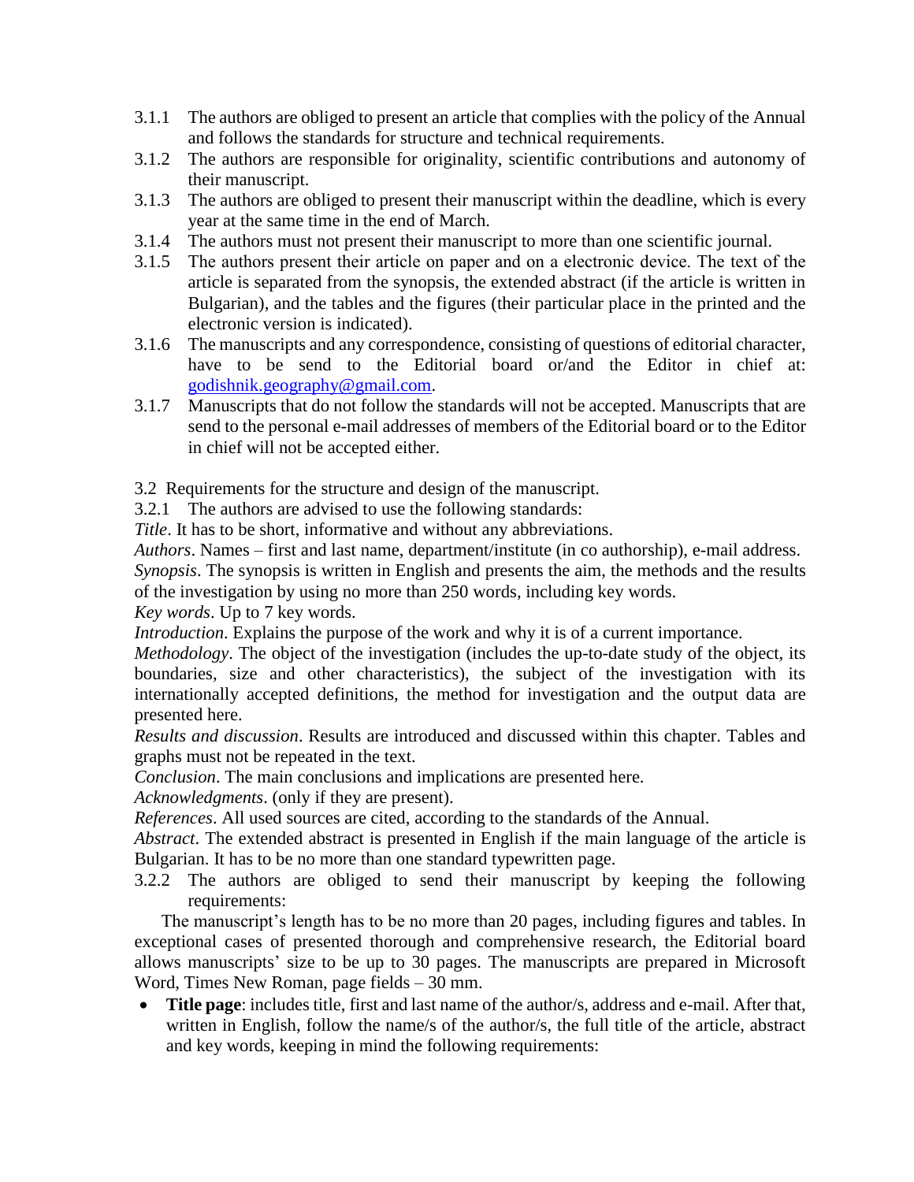3.1.1 The authors are obliged to present an article that complies with the policy of the Annual and follows the standards for structure and technical requirements.

3.1.2 The authors are responsible for originality, scientific contributions and autonomy of their manuscript.

3.1.3 The authors are obliged to present their manuscript within the deadline, which is every year at the same time in the end of March.

3.1.4 The authors must not present their manuscript to more than one scientific journal.

3.1.5 The authors present their article on paper and on a electronic device. The text of the article is separated from the synopsis, the extended abstract (if the article is written in Bulgarian), and the tables and the figures (their particular place in the printed and the electronic version is indicated).

3.1.6 The manuscripts and any correspondence, consisting of questions of editorial character, have to be send to the Editorial board or/and the Editor in chief at: godishnik.geography@gmail.com.

3.1.7 Manuscripts that do not follow the standards will not be accepted. Manuscripts that are send to the personal e-mail addresses of members of the Editorial board or to the Editor in chief will not be accepted either.

3.2 Requirements for the structure and design of the manuscript.

3.2.1 The authors are advised to use the following standards:

*Title*. It has to be short, informative and without any abbreviations.

*Authors*. Names – first and last name, department/institute (in co authorship), e-mail address.

*Synopsis*. The synopsis is written in English and presents the aim, the methods and the results of the investigation by using no more than 250 words, including key words.

*Key words*. Up to 7 key words.

*Introduction*. Explains the purpose of the work and why it is of a current importance.

*Methodology*. The object of the investigation (includes the up-to-date study of the object, its boundaries, size and other characteristics), the subject of the investigation with its internationally accepted definitions, the method for investigation and the output data are presented here.

*Results and discussion*. Results are introduced and discussed within this chapter. Tables and graphs must not be repeated in the text.

*Conclusion*. The main conclusions and implications are presented here.

*Acknowledgments*. (only if they are present).

*References*. All used sources are cited, according to the standards of the Annual.

*Abstract*. The extended abstract is presented in English if the main language of the article is Bulgarian. It has to be no more than one standard typewritten page.

3.2.2 The authors are obliged to send their manuscript by keeping the following requirements:

The manuscript's length has to be no more than 20 pages, including figures and tables. In exceptional cases of presented thorough and comprehensive research, the Editorial board allows manuscripts' size to be up to 30 pages. The manuscripts are prepared in Microsoft Word, Times New Roman, page fields – 30 mm.

- **Title page**: includes title, first and last name of the author/s, address and e-mail. After that, written in English, follow the name/s of the author/s, the full title of the article, abstract and key words, keeping in mind the following requirements: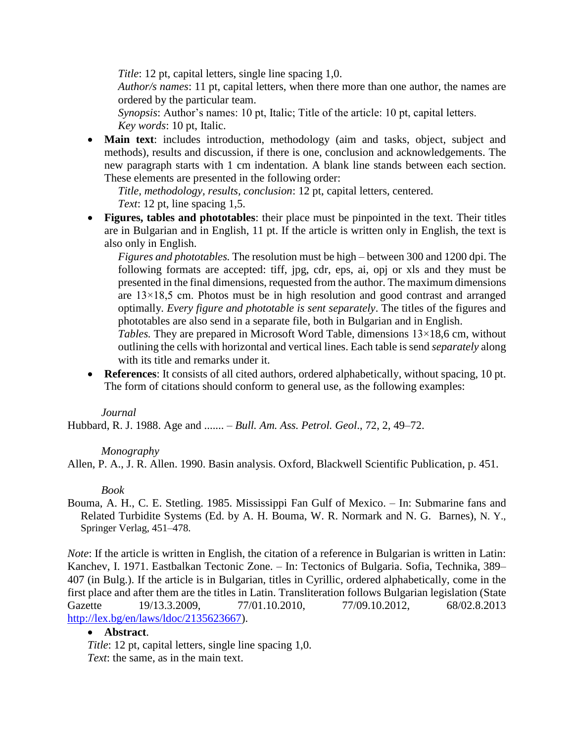*Title*: 12 pt, capital letters, single line spacing 1,0.
*Author/s names*: 11 pt, capital letters, when there more than one author, the names are ordered by the particular team.
*Synopsis*: Author's names: 10 pt, Italic; Title of the article: 10 pt, capital letters.
*Key words*: 10 pt, Italic.

- **Main text**: includes introduction, methodology (aim and tasks, object, subject and methods), results and discussion, if there is one, conclusion and acknowledgements. The new paragraph starts with 1 cm indentation. A blank line stands between each section. These elements are presented in the following order:
  *Title, methodology, results, conclusion*: 12 pt, capital letters, centered.
  *Text*: 12 pt, line spacing 1,5.
- **Figures, tables and phototables**: their place must be pinpointed in the text. Their titles are in Bulgarian and in English, 11 pt. If the article is written only in English, the text is also only in English.
  *Figures and phototables.* The resolution must be high – between 300 and 1200 dpi. The following formats are accepted: tiff, jpg, cdr, eps, ai, opj or xls and they must be presented in the final dimensions, requested from the author. The maximum dimensions are 13×18,5 cm. Photos must be in high resolution and good contrast and arranged optimally. *Every figure and phototable is sent separately*. The titles of the figures and phototables are also send in a separate file, both in Bulgarian and in English.
  *Tables.* They are prepared in Microsoft Word Table, dimensions 13×18,6 cm, without outlining the cells with horizontal and vertical lines. Each table is send *separately* along with its title and remarks under it.
- **References**: It consists of all cited authors, ordered alphabetically, without spacing, 10 pt. The form of citations should conform to general use, as the following examples:

*Journal*

Hubbard, R. J. 1988. Age and ....... – *Bull. Am. Ass. Petrol. Geol*., 72, 2, 49–72.

*Monography*

Allen, P. A., J. R. Allen. 1990. Basin analysis. Oxford, Blackwell Scientific Publication, p. 451.

*Book*

Bouma, A. H., C. E. Stetling. 1985. Mississippi Fan Gulf of Mexico. – In: Submarine fans and Related Turbidite Systems (Ed. by A. H. Bouma, W. R. Normark and N. G. Barnes), N. Y., Springer Verlag, 451–478.

*Note*: If the article is written in English, the citation of a reference in Bulgarian is written in Latin: Kanchev, I. 1971. Eastbalkan Tectonic Zone. – In: Tectonics of Bulgaria. Sofia, Technika, 389–407 (in Bulg.). If the article is in Bulgarian, titles in Cyrillic, ordered alphabetically, come in the first place and after them are the titles in Latin. Transliteration follows Bulgarian legislation (State Gazette 19/13.3.2009, 77/01.10.2010, 77/09.10.2012, 68/02.8.2013 http://lex.bg/en/laws/ldoc/2135623667).

- **Abstract**.

*Title*: 12 pt, capital letters, single line spacing 1,0.
*Text*: the same, as in the main text.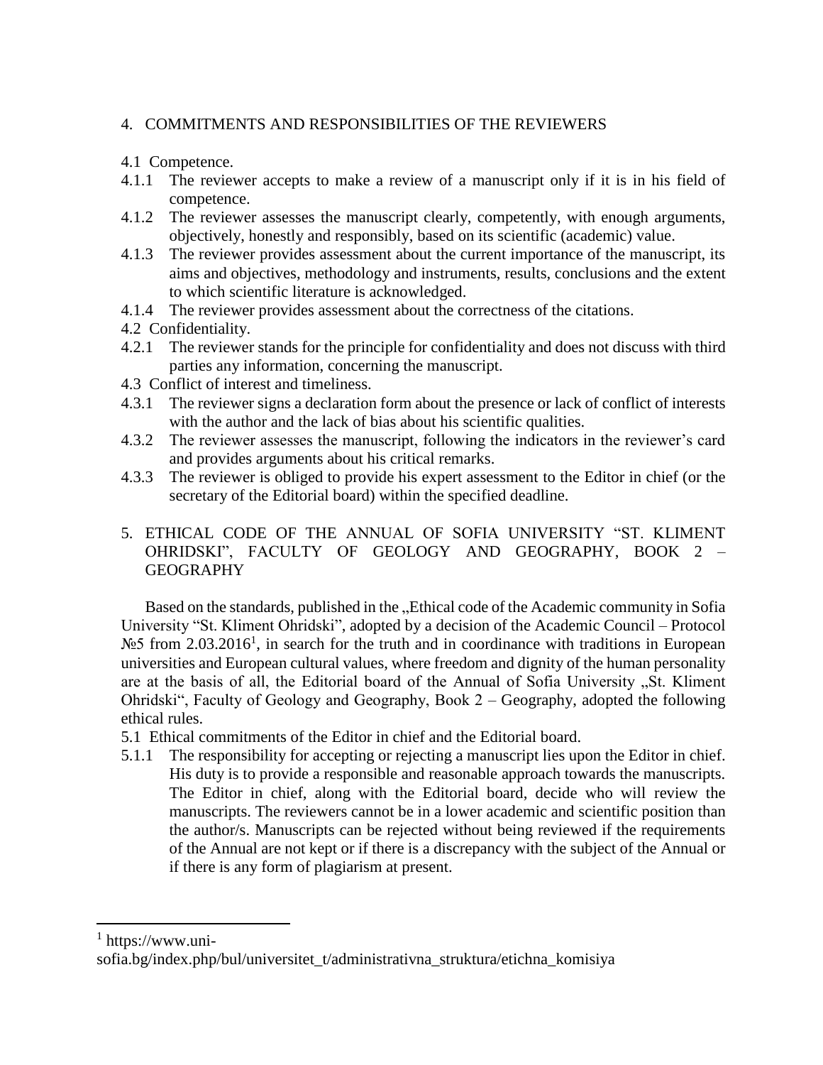## 4. COMMITMENTS AND RESPONSIBILITIES OF THE REVIEWERS

4.1 Competence.

4.1.1 The reviewer accepts to make a review of a manuscript only if it is in his field of competence.

4.1.2 The reviewer assesses the manuscript clearly, competently, with enough arguments, objectively, honestly and responsibly, based on its scientific (academic) value.

4.1.3 The reviewer provides assessment about the current importance of the manuscript, its aims and objectives, methodology and instruments, results, conclusions and the extent to which scientific literature is acknowledged.

4.1.4 The reviewer provides assessment about the correctness of the citations.

4.2 Confidentiality.

4.2.1 The reviewer stands for the principle for confidentiality and does not discuss with third parties any information, concerning the manuscript.

4.3 Conflict of interest and timeliness.

4.3.1 The reviewer signs a declaration form about the presence or lack of conflict of interests with the author and the lack of bias about his scientific qualities.

4.3.2 The reviewer assesses the manuscript, following the indicators in the reviewer's card and provides arguments about his critical remarks.

4.3.3 The reviewer is obliged to provide his expert assessment to the Editor in chief (or the secretary of the Editorial board) within the specified deadline.

## 5. ETHICAL CODE OF THE ANNUAL OF SOFIA UNIVERSITY "ST. KLIMENT OHRIDSKI", FACULTY OF GEOLOGY AND GEOGRAPHY, BOOK 2 – GEOGRAPHY

Based on the standards, published in the „Ethical code of the Academic community in Sofia University "St. Kliment Ohridski", adopted by a decision of the Academic Council – Protocol №5 from 2.03.2016[1], in search for the truth and in coordinance with traditions in European universities and European cultural values, where freedom and dignity of the human personality are at the basis of all, the Editorial board of the Annual of Sofia University „St. Kliment Ohridski", Faculty of Geology and Geography, Book 2 – Geography, adopted the following ethical rules.

5.1 Ethical commitments of the Editor in chief and the Editorial board.

5.1.1 The responsibility for accepting or rejecting a manuscript lies upon the Editor in chief. His duty is to provide a responsible and reasonable approach towards the manuscripts. The Editor in chief, along with the Editorial board, decide who will review the manuscripts. The reviewers cannot be in a lower academic and scientific position than the author/s. Manuscripts can be rejected without being reviewed if the requirements of the Annual are not kept or if there is a discrepancy with the subject of the Annual or if there is any form of plagiarism at present.

---

[1] https://www.uni-sofia.bg/index.php/bul/universitet_t/administrativna_struktura/etichna_komisiya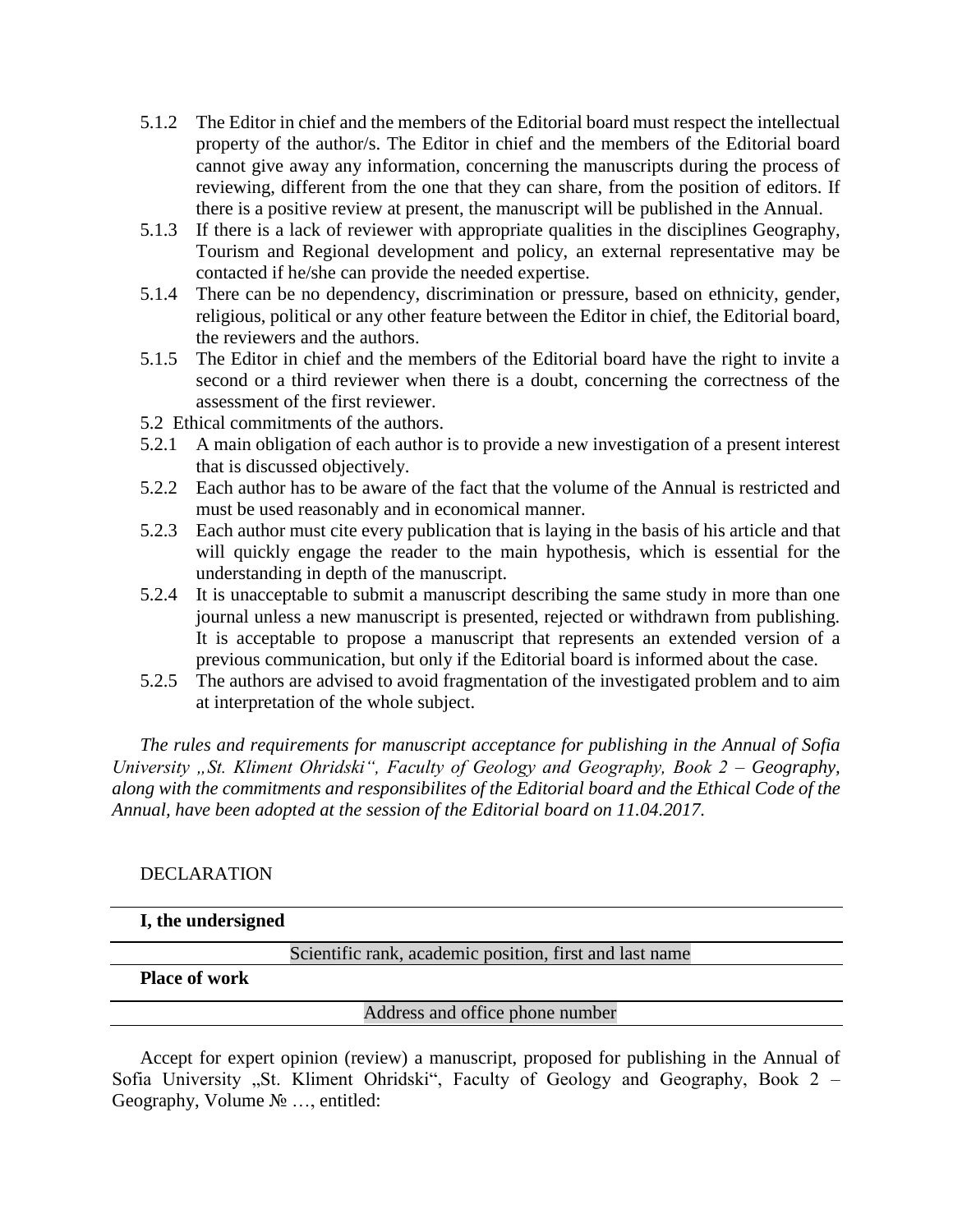5.1.2 The Editor in chief and the members of the Editorial board must respect the intellectual property of the author/s. The Editor in chief and the members of the Editorial board cannot give away any information, concerning the manuscripts during the process of reviewing, different from the one that they can share, from the position of editors. If there is a positive review at present, the manuscript will be published in the Annual.

5.1.3 If there is a lack of reviewer with appropriate qualities in the disciplines Geography, Tourism and Regional development and policy, an external representative may be contacted if he/she can provide the needed expertise.

5.1.4 There can be no dependency, discrimination or pressure, based on ethnicity, gender, religious, political or any other feature between the Editor in chief, the Editorial board, the reviewers and the authors.

5.1.5 The Editor in chief and the members of the Editorial board have the right to invite a second or a third reviewer when there is a doubt, concerning the correctness of the assessment of the first reviewer.

5.2 Ethical commitments of the authors.

5.2.1 A main obligation of each author is to provide a new investigation of a present interest that is discussed objectively.

5.2.2 Each author has to be aware of the fact that the volume of the Annual is restricted and must be used reasonably and in economical manner.

5.2.3 Each author must cite every publication that is laying in the basis of his article and that will quickly engage the reader to the main hypothesis, which is essential for the understanding in depth of the manuscript.

5.2.4 It is unacceptable to submit a manuscript describing the same study in more than one journal unless a new manuscript is presented, rejected or withdrawn from publishing. It is acceptable to propose a manuscript that represents an extended version of a previous communication, but only if the Editorial board is informed about the case.

5.2.5 The authors are advised to avoid fragmentation of the investigated problem and to aim at interpretation of the whole subject.

*The rules and requirements for manuscript acceptance for publishing in the Annual of Sofia University „St. Kliment Ohridski", Faculty of Geology and Geography, Book 2 – Geography, along with the commitments and responsibilites of the Editorial board and the Ethical Code of the Annual, have been adopted at the session of the Editorial board on 11.04.2017.*

DECLARATION

**I, the undersigned**

Scientific rank, academic position, first and last name

**Place of work**

Address and office phone number

Accept for expert opinion (review) a manuscript, proposed for publishing in the Annual of Sofia University „St. Kliment Ohridski", Faculty of Geology and Geography, Book 2 – Geography, Volume № …, entitled: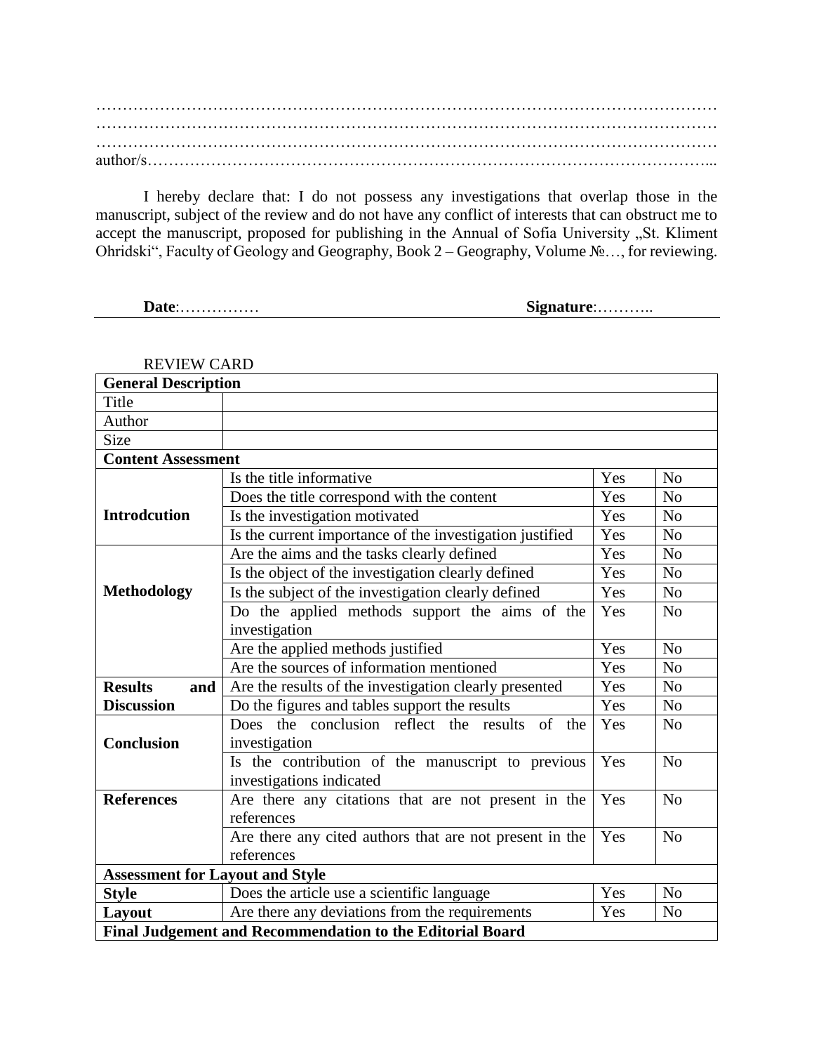……………………………………………………………………………………………………………
……………………………………………………………………………………………………………
……………………………………………………………………………………………………………
author/s……………………………………………………………………………………………...

I hereby declare that: I do not possess any investigations that overlap those in the manuscript, subject of the review and do not have any conflict of interests that can obstruct me to accept the manuscript, proposed for publishing in the Annual of Sofia University „St. Kliment Ohridski“, Faculty of Geology and Geography, Book 2 – Geography, Volume №…, for reviewing.

**Date**:…………… **Signature**:………..

REVIEW CARD

| | | | |
|---|---|---|---|
| **General Description** | | | |
| Title | | | |
| Author | | | |
| Size | | | |
| **Content Assessment** | | | |
| **Introdcution** | Is the title informative | Yes | No |
| | Does the title correspond with the content | Yes | No |
| | Is the investigation motivated | Yes | No |
| | Is the current importance of the investigation justified | Yes | No |
| **Methodology** | Are the aims and the tasks clearly defined | Yes | No |
| | Is the object of the investigation clearly defined | Yes | No |
| | Is the subject of the investigation clearly defined | Yes | No |
| | Do the applied methods support the aims of the investigation | Yes | No |
| | Are the applied methods justified | Yes | No |
| | Are the sources of information mentioned | Yes | No |
| **Results and Discussion** | Are the results of the investigation clearly presented | Yes | No |
| | Do the figures and tables support the results | Yes | No |
| **Conclusion** | Does the conclusion reflect the results of the investigation | Yes | No |
| | Is the contribution of the manuscript to previous investigations indicated | Yes | No |
| **References** | Are there any citations that are not present in the references | Yes | No |
| | Are there any cited authors that are not present in the references | Yes | No |
| **Assessment for Layout and Style** | | | |
| **Style** | Does the article use a scientific language | Yes | No |
| **Layout** | Are there any deviations from the requirements | Yes | No |
| **Final Judgement and Recommendation to the Editorial Board** | | | |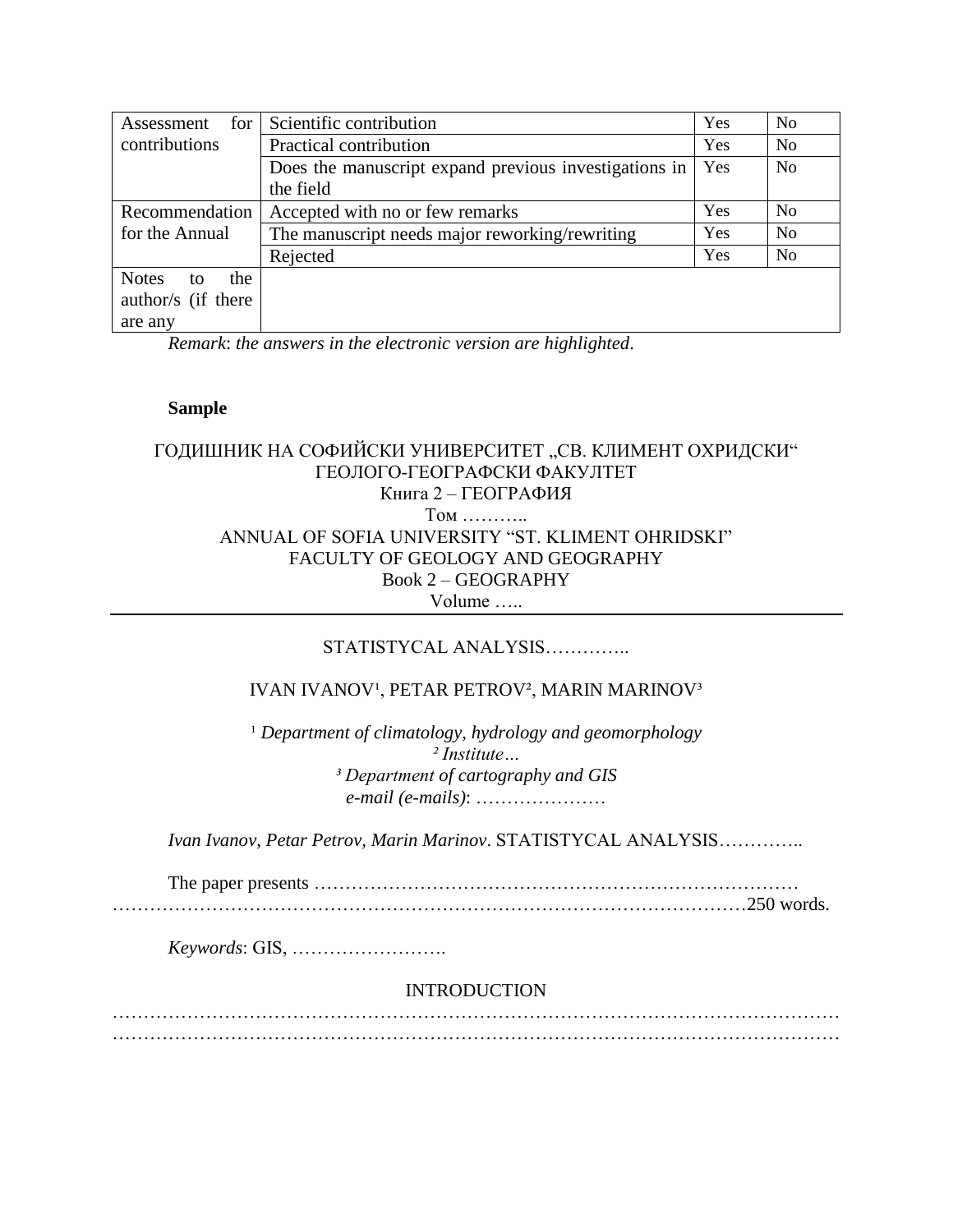| | | | |
|---|---|---|---|
| Assessment for contributions | Scientific contribution | Yes | No |
| | Practical contribution | Yes | No |
| | Does the manuscript expand previous investigations in the field | Yes | No |
| Recommendation for the Annual | Accepted with no or few remarks | Yes | No |
| | The manuscript needs major reworking/rewriting | Yes | No |
| | Rejected | Yes | No |
| Notes to the author/s (if there are any | | | |

*Remark*: *the answers in the electronic version are highlighted*.

**Sample**

ГОДИШНИК НА СОФИЙСКИ УНИВЕРСИТЕТ „СВ. КЛИМЕНТ ОХРИДСКИ"
ГЕОЛОГО-ГЕОГРАФСКИ ФАКУЛТЕТ
Книга 2 – ГЕОГРАФИЯ
Том ………..
ANNUAL OF SOFIA UNIVERSITY "ST. KLIMENT OHRIDSKI"
FACULTY OF GEOLOGY AND GEOGRAPHY
Book 2 – GEOGRAPHY
Volume …..

---

STATISTYCAL ANALYSIS…………..

IVAN IVANOV[1], PETAR PETROV[2], MARIN MARINOV[3]

[1] *Department of climatology, hydrology and geomorphology*
[2] *Institute…*
[3] *Department of cartography and GIS*
*e-mail (e-mails)*: …………………

*Ivan Ivanov, Petar Petrov, Marin Marinov*. STATISTYCAL ANALYSIS…………..

The paper presents …………………………………………………………………… ………………………………………………………………………………………250 words.

*Keywords*: GIS, …………………….

INTRODUCTION

……………………………………………………………………………………………………
……………………………………………………………………………………………………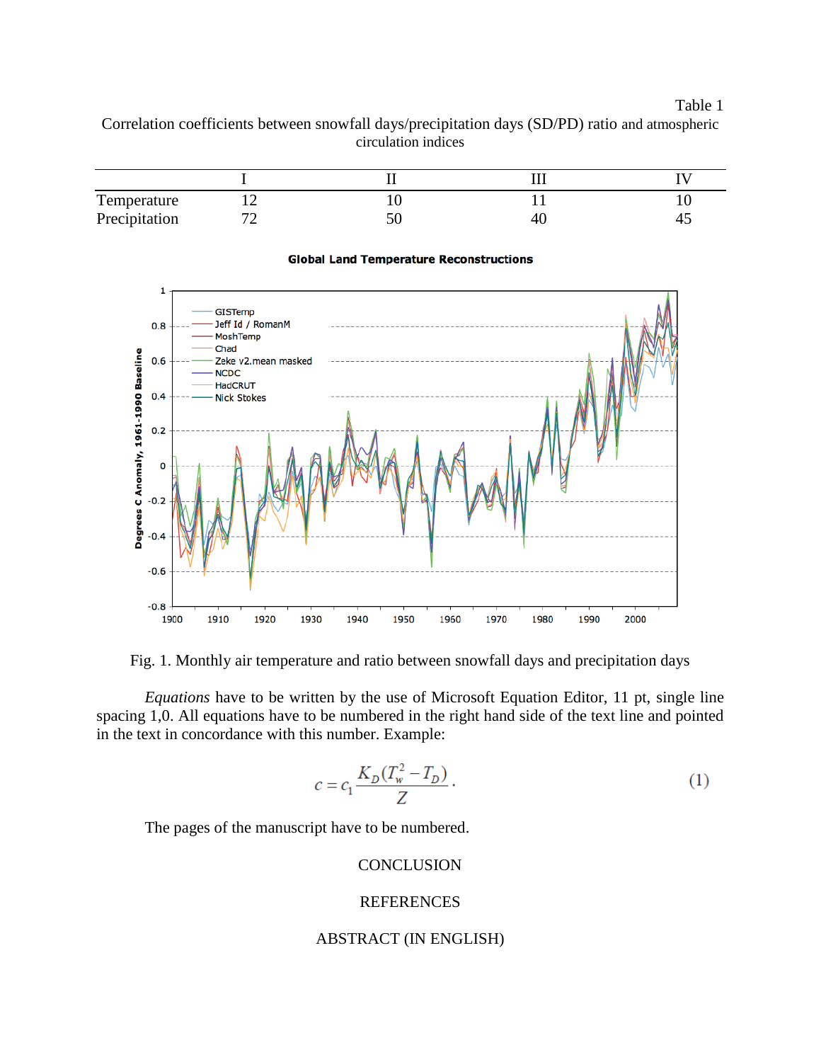Table 1

Correlation coefficients between snowfall days/precipitation days (SD/PD) ratio and atmospheric circulation indices

| | I | II | III | IV |
|---|---|---|---|---|
| Temperature | 12 | 10 | 11 | 10 |
| Precipitation | 72 | 50 | 40 | 45 |

Global Land Temperature Reconstructions

GISTemp
Jeff Id / RomanM
MoshTemp
Chad
Zeke v2.mean masked
NCDC
HadCRUT
Nick Stokes

Degrees C Anomaly, 1961-1990 Baseline

1
0.8
0.6
0.4
0.2
0
-0.2
-0.4
-0.6
-0.8

1900 1910 1920 1930 1940 1950 1960 1970 1980 1990 2000

Fig. 1. Monthly air temperature and ratio between snowfall days and precipitation days

*Equations* have to be written by the use of Microsoft Equation Editor, 11 pt, single line spacing 1,0. All equations have to be numbered in the right hand side of the text line and pointed in the text in concordance with this number. Example:

$$c = c_1 \frac{K_D(T_w^2 - T_D)}{Z}. \tag{1}$$

The pages of the manuscript have to be numbered.

## CONCLUSION

## REFERENCES

## ABSTRACT (IN ENGLISH)